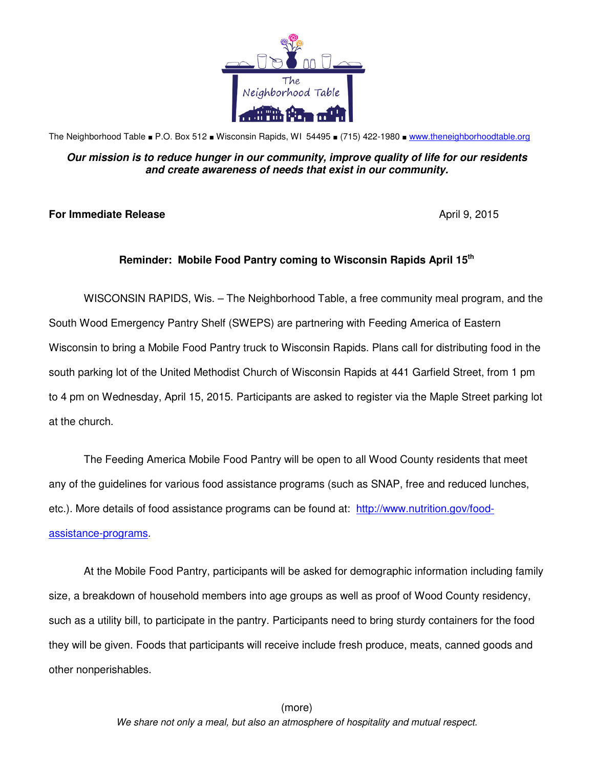The Neighborhood Table

The Neighborhood Table ■ P.O. Box 512 ■ Wisconsin Rapids, WI 54495 ■ (715) 422-1980 ■ www.theneighborhoodtable.org

***Our mission is to reduce hunger in our community, improve quality of life for our residents and create awareness of needs that exist in our community.***

**For Immediate Release** April 9, 2015

**Reminder: Mobile Food Pantry coming to Wisconsin Rapids April 15th**

WISCONSIN RAPIDS, Wis. – The Neighborhood Table, a free community meal program, and the South Wood Emergency Pantry Shelf (SWEPS) are partnering with Feeding America of Eastern Wisconsin to bring a Mobile Food Pantry truck to Wisconsin Rapids. Plans call for distributing food in the south parking lot of the United Methodist Church of Wisconsin Rapids at 441 Garfield Street, from 1 pm to 4 pm on Wednesday, April 15, 2015. Participants are asked to register via the Maple Street parking lot at the church.

The Feeding America Mobile Food Pantry will be open to all Wood County residents that meet any of the guidelines for various food assistance programs (such as SNAP, free and reduced lunches, etc.). More details of food assistance programs can be found at: http://www.nutrition.gov/food-assistance-programs.

At the Mobile Food Pantry, participants will be asked for demographic information including family size, a breakdown of household members into age groups as well as proof of Wood County residency, such as a utility bill, to participate in the pantry. Participants need to bring sturdy containers for the food they will be given. Foods that participants will receive include fresh produce, meats, canned goods and other nonperishables.

(more)

*We share not only a meal, but also an atmosphere of hospitality and mutual respect.*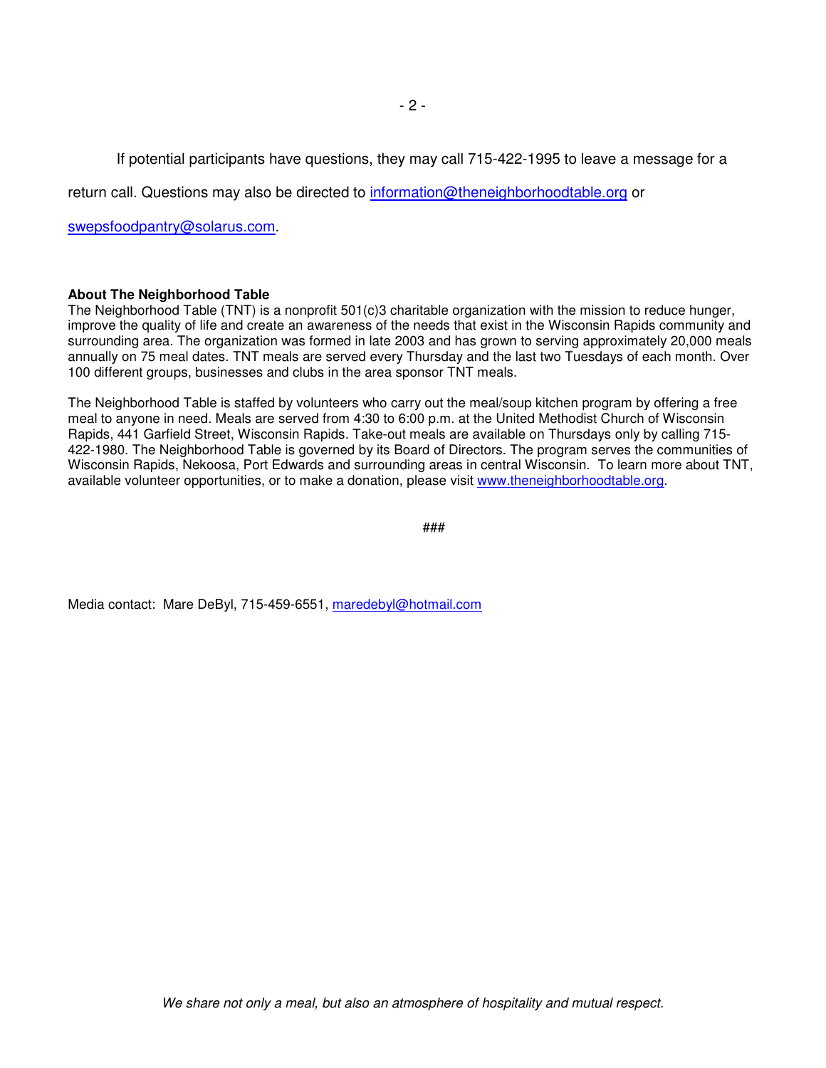If potential participants have questions, they may call 715-422-1995 to leave a message for a return call. Questions may also be directed to information@theneighborhoodtable.org or swepsfoodpantry@solarus.com.

**About The Neighborhood Table**

The Neighborhood Table (TNT) is a nonprofit 501(c)3 charitable organization with the mission to reduce hunger, improve the quality of life and create an awareness of the needs that exist in the Wisconsin Rapids community and surrounding area. The organization was formed in late 2003 and has grown to serving approximately 20,000 meals annually on 75 meal dates. TNT meals are served every Thursday and the last two Tuesdays of each month. Over 100 different groups, businesses and clubs in the area sponsor TNT meals.

The Neighborhood Table is staffed by volunteers who carry out the meal/soup kitchen program by offering a free meal to anyone in need. Meals are served from 4:30 to 6:00 p.m. at the United Methodist Church of Wisconsin Rapids, 441 Garfield Street, Wisconsin Rapids. Take-out meals are available on Thursdays only by calling 715-422-1980. The Neighborhood Table is governed by its Board of Directors. The program serves the communities of Wisconsin Rapids, Nekoosa, Port Edwards and surrounding areas in central Wisconsin. To learn more about TNT, available volunteer opportunities, or to make a donation, please visit www.theneighborhoodtable.org.

###

Media contact: Mare DeByl, 715-459-6551, maredebyl@hotmail.com

*We share not only a meal, but also an atmosphere of hospitality and mutual respect.*